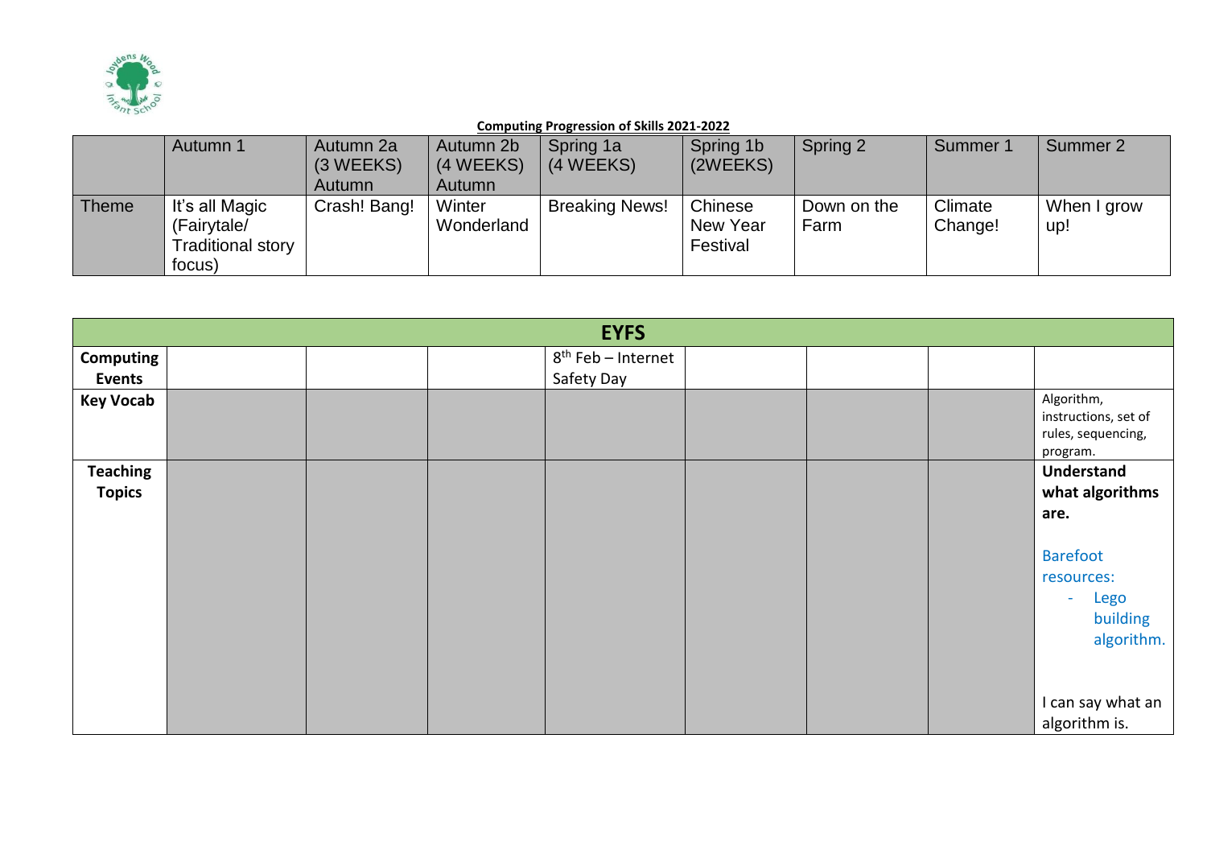**Computing Progression of Skills 2021-2022**

| | Autumn 1 | Autumn 2a (3 WEEKS) Autumn | Autumn 2b (4 WEEKS) Autumn | Spring 1a (4 WEEKS) | Spring 1b (2WEEKS) | Spring 2 | Summer 1 | Summer 2 |
|---|---|---|---|---|---|---|---|---|
| Theme | It's all Magic (Fairytale/ Traditional story focus) | Crash! Bang! | Winter Wonderland | Breaking News! | Chinese New Year Festival | Down on the Farm | Climate Change! | When I grow up! |

| **EYFS** | | | | | | | | |
|---|---|---|---|---|---|---|---|---|
| **Computing Events** | | | | 8th Feb – Internet Safety Day | | | | |
| **Key Vocab** | | | | | | | | Algorithm, instructions, set of rules, sequencing, program. |
| **Teaching Topics** | | | | | | | | **Understand what algorithms are.**<br><br>Barefoot resources:<br>- Lego building algorithm.<br><br>I can say what an algorithm is. |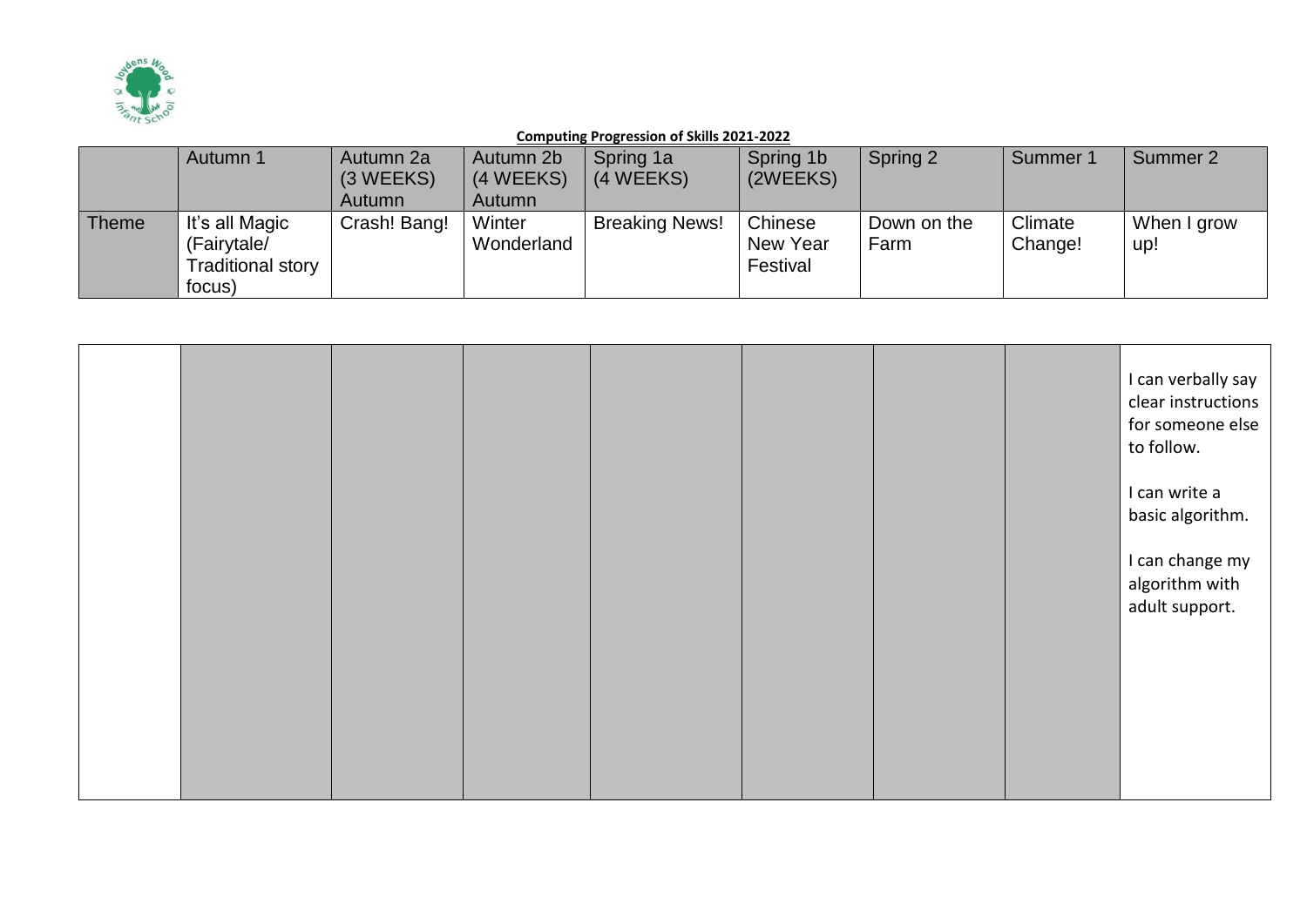**Computing Progression of Skills 2021-2022**

| | Autumn 1 | Autumn 2a (3 WEEKS) Autumn | Autumn 2b (4 WEEKS) Autumn | Spring 1a (4 WEEKS) | Spring 1b (2WEEKS) | Spring 2 | Summer 1 | Summer 2 |
|---|---|---|---|---|---|---|---|---|
| Theme | It's all Magic (Fairytale/ Traditional story focus) | Crash! Bang! | Winter Wonderland | Breaking News! | Chinese New Year Festival | Down on the Farm | Climate Change! | When I grow up! |

| | | | | | | | | |
|---|---|---|---|---|---|---|---|---|
| | | | | | | | | I can verbally say clear instructions for someone else to follow.<br><br>I can write a basic algorithm.<br><br>I can change my algorithm with adult support. |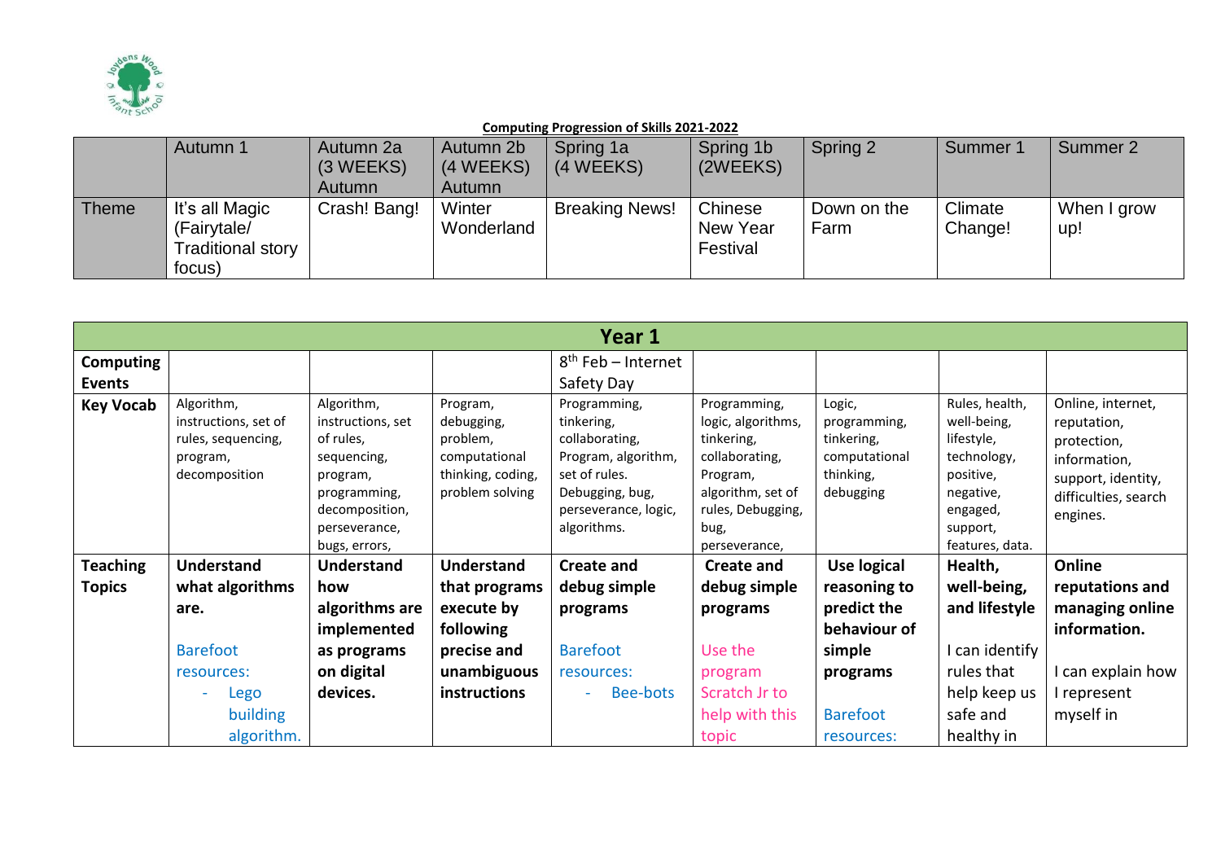**Computing Progression of Skills 2021-2022**

| | Autumn 1 | Autumn 2a (3 WEEKS) Autumn | Autumn 2b (4 WEEKS) Autumn | Spring 1a (4 WEEKS) | Spring 1b (2WEEKS) | Spring 2 | Summer 1 | Summer 2 |
|---|---|---|---|---|---|---|---|---|
| Theme | It's all Magic (Fairytale/ Traditional story focus) | Crash! Bang! | Winter Wonderland | Breaking News! | Chinese New Year Festival | Down on the Farm | Climate Change! | When I grow up! |

| **Year 1** | | | | | | | | |
|---|---|---|---|---|---|---|---|---|
| **Computing Events** | | | | 8th Feb – Internet Safety Day | | | | |
| **Key Vocab** | Algorithm, instructions, set of rules, sequencing, program, decomposition | Algorithm, instructions, set of rules, sequencing, program, programming, decomposition, perseverance, bugs, errors, | Program, debugging, problem, computational thinking, coding, problem solving | Programming, tinkering, collaborating, Program, algorithm, set of rules. Debugging, bug, perseverance, logic, algorithms. | Programming, logic, algorithms, tinkering, collaborating, Program, algorithm, set of rules, Debugging, bug, perseverance, | Logic, programming, tinkering, computational thinking, debugging | Rules, health, well-being, lifestyle, technology, positive, negative, engaged, support, features, data. | Online, internet, reputation, protection, information, support, identity, difficulties, search engines. |
| **Teaching Topics** | **Understand what algorithms are.** Barefoot resources: - Lego building algorithm. | **Understand how algorithms are implemented as programs on digital devices.** | **Understand that programs execute by following precise and unambiguous instructions** | **Create and debug simple programs** Barefoot resources: - Bee-bots | **Create and debug simple programs** Use the program Scratch Jr to help with this topic | **Use logical reasoning to predict the behaviour of simple programs** Barefoot resources: | **Health, well-being, and lifestyle** I can identify rules that help keep us safe and healthy in | **Online reputations and managing online information.** I can explain how I represent myself in |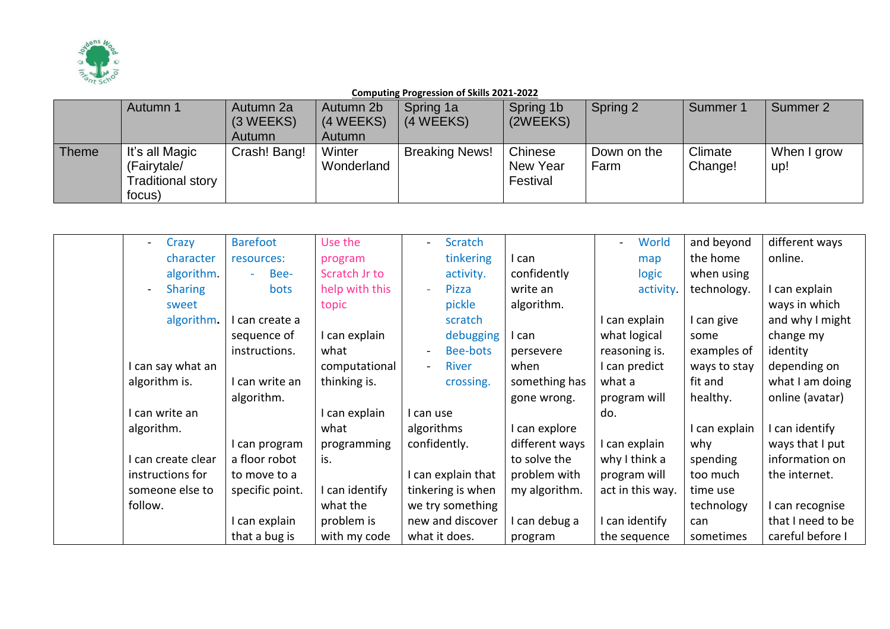**Computing Progression of Skills 2021-2022**

| | Autumn 1 | Autumn 2a (3 WEEKS) Autumn | Autumn 2b (4 WEEKS) Autumn | Spring 1a (4 WEEKS) | Spring 1b (2WEEKS) | Spring 2 | Summer 1 | Summer 2 |
|---|---|---|---|---|---|---|---|---|
| Theme | It's all Magic (Fairytale/ Traditional story focus) | Crash! Bang! | Winter Wonderland | Breaking News! | Chinese New Year Festival | Down on the Farm | Climate Change! | When I grow up! |
| | - Crazy character algorithm.<br>- Sharing sweet algorithm.<br><br>I can say what an algorithm is.<br><br>I can write an algorithm.<br><br>I can create clear instructions for someone else to follow. | Barefoot resources:<br>- Bee-bots<br><br>I can create a sequence of instructions.<br><br>I can write an algorithm.<br><br>I can program a floor robot to move to a specific point.<br><br>I can explain that a bug is | Use the program Scratch Jr to help with this topic<br><br>I can explain what computational thinking is.<br><br>I can explain what programming is.<br><br>I can identify what the problem is with my code | - Scratch tinkering activity.<br>- Pizza pickle scratch debugging<br>- Bee-bots<br>- River crossing.<br><br>I can use algorithms confidently.<br><br>I can explain that tinkering is when we try something new and discover what it does. | I can confidently write an algorithm.<br><br>I can persevere when something has gone wrong.<br><br>I can explore different ways to solve the problem with my algorithm.<br><br>I can debug a program | - World map logic activity.<br><br>I can explain what logical reasoning is.<br>I can predict what a program will do.<br><br>I can explain why I think a program will act in this way.<br><br>I can identify the sequence | and beyond the home when using technology.<br><br>I can give some examples of ways to stay fit and healthy.<br><br>I can explain why spending too much time use technology can sometimes | different ways online.<br><br>I can explain ways in which and why I might change my identity depending on what I am doing online (avatar)<br><br>I can identify ways that I put information on the internet.<br><br>I can recognise that I need to be careful before I |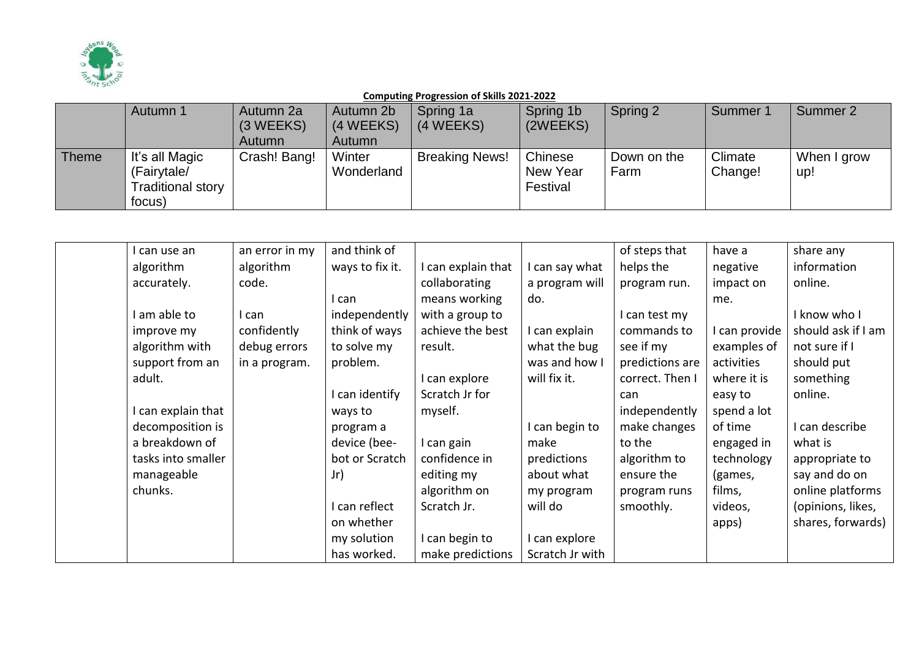**Computing Progression of Skills 2021-2022**

| | Autumn 1 | Autumn 2a (3 WEEKS) Autumn | Autumn 2b (4 WEEKS) Autumn | Spring 1a (4 WEEKS) | Spring 1b (2WEEKS) | Spring 2 | Summer 1 | Summer 2 |
|---|---|---|---|---|---|---|---|---|
| Theme | It's all Magic (Fairytale/ Traditional story focus) | Crash! Bang! | Winter Wonderland | Breaking News! | Chinese New Year Festival | Down on the Farm | Climate Change! | When I grow up! |
| | I can use an algorithm accurately.<br><br>I am able to improve my algorithm with support from an adult.<br><br>I can explain that decomposition is a breakdown of tasks into smaller manageable chunks. | an error in my algorithm code.<br><br>I can confidently debug errors in a program. | and think of ways to fix it.<br><br>I can independently think of ways to solve my problem.<br><br>I can identify ways to program a device (bee-bot or Scratch Jr)<br><br>I can reflect on whether my solution has worked. | I can explain that collaborating means working with a group to achieve the best result.<br><br>I can explore Scratch Jr for myself.<br><br>I can gain confidence in editing my algorithm on Scratch Jr.<br><br>I can begin to make predictions | I can say what a program will do.<br><br>I can explain what the bug was and how I will fix it.<br><br>I can begin to make predictions about what my program will do<br><br>I can explore Scratch Jr with | of steps that helps the program run.<br><br>I can test my commands to see if my predictions are correct. Then I can independently make changes to the algorithm to ensure the program runs smoothly. | have a negative impact on me.<br><br>I can provide examples of activities where it is easy to spend a lot of time engaged in technology (games, films, videos, apps) | share any information online.<br><br>I know who I should ask if I am not sure if I should put something online.<br><br>I can describe what is appropriate to say and do on online platforms (opinions, likes, shares, forwards) |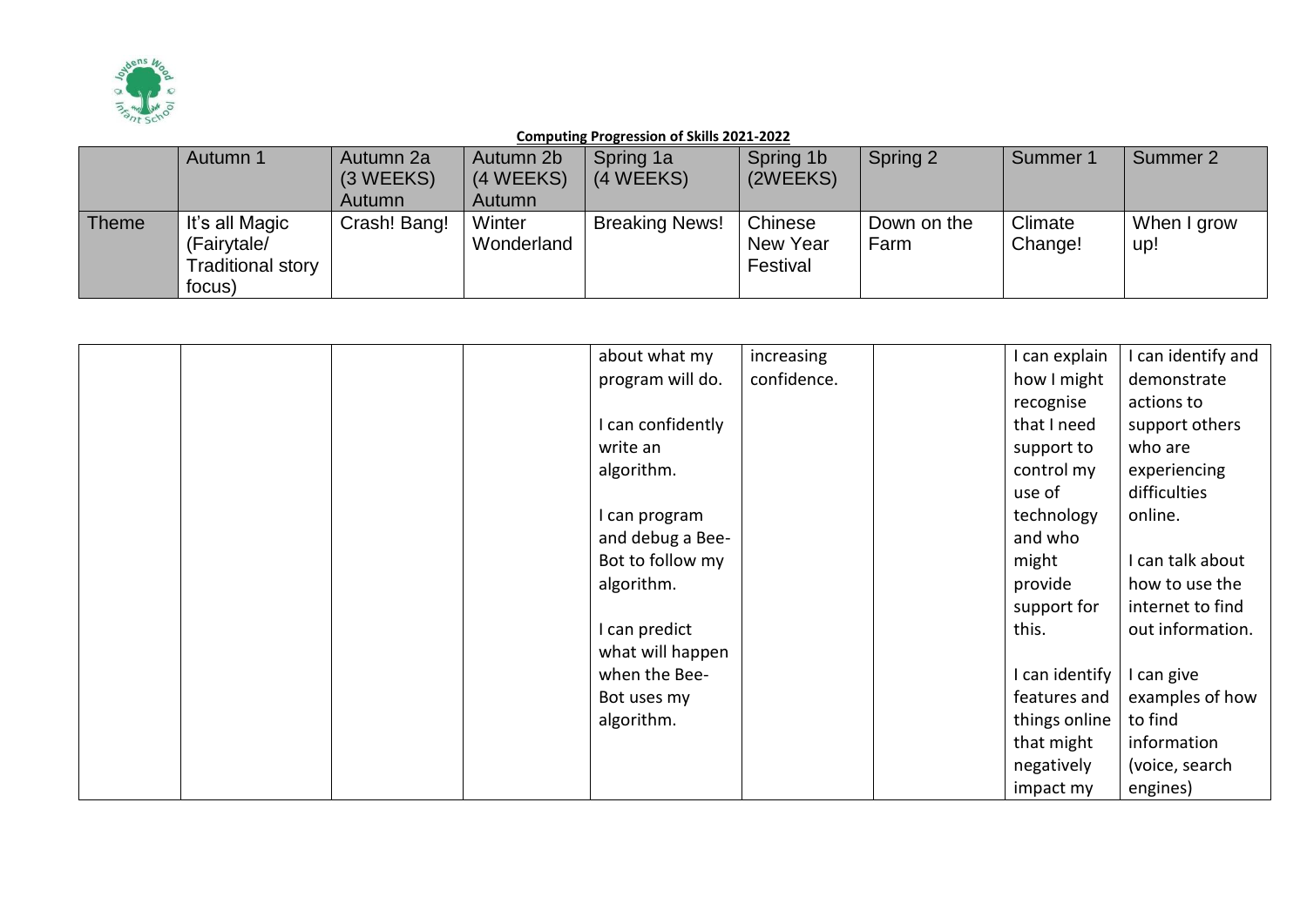**Computing Progression of Skills 2021-2022**

| | Autumn 1 | Autumn 2a (3 WEEKS) Autumn | Autumn 2b (4 WEEKS) Autumn | Spring 1a (4 WEEKS) | Spring 1b (2WEEKS) | Spring 2 | Summer 1 | Summer 2 |
|---|---|---|---|---|---|---|---|---|
| Theme | It's all Magic (Fairytale/ Traditional story focus) | Crash! Bang! | Winter Wonderland | Breaking News! | Chinese New Year Festival | Down on the Farm | Climate Change! | When I grow up! |

| | | | | | | | | |
|---|---|---|---|---|---|---|---|---|
| | | | | about what my program will do.<br><br>I can confidently write an algorithm.<br><br>I can program and debug a Bee-Bot to follow my algorithm.<br><br>I can predict what will happen when the Bee-Bot uses my algorithm. | increasing confidence. | | I can explain how I might recognise that I need support to control my use of technology and who might provide support for this.<br><br>I can identify features and things online that might negatively impact my | I can identify and demonstrate actions to support others who are experiencing difficulties online.<br><br>I can talk about how to use the internet to find out information.<br><br>I can give examples of how to find information (voice, search engines) |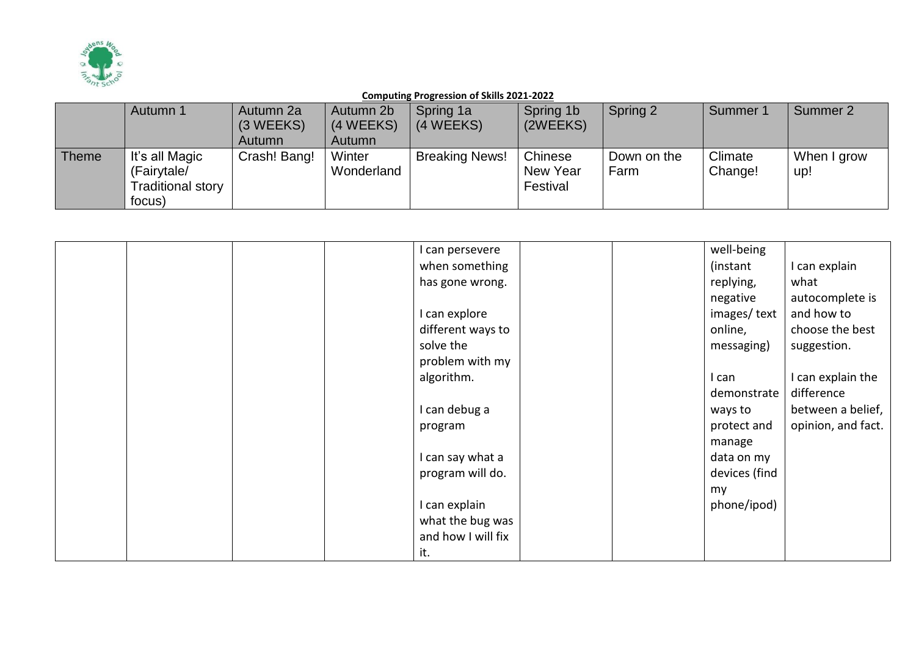**Computing Progression of Skills 2021-2022**

| | Autumn 1 | Autumn 2a (3 WEEKS) Autumn | Autumn 2b (4 WEEKS) Autumn | Spring 1a (4 WEEKS) | Spring 1b (2WEEKS) | Spring 2 | Summer 1 | Summer 2 |
|---|---|---|---|---|---|---|---|---|
| Theme | It's all Magic (Fairytale/ Traditional story focus) | Crash! Bang! | Winter Wonderland | Breaking News! | Chinese New Year Festival | Down on the Farm | Climate Change! | When I grow up! |
| | | | | I can persevere when something has gone wrong.<br><br>I can explore different ways to solve the problem with my algorithm.<br><br>I can debug a program<br><br>I can say what a program will do.<br><br>I can explain what the bug was and how I will fix it. | | | well-being (instant replying, negative images/ text online, messaging)<br><br>I can demonstrate ways to protect and manage data on my devices (find my phone/ipod) | I can explain what autocomplete is and how to choose the best suggestion.<br><br>I can explain the difference between a belief, opinion, and fact. |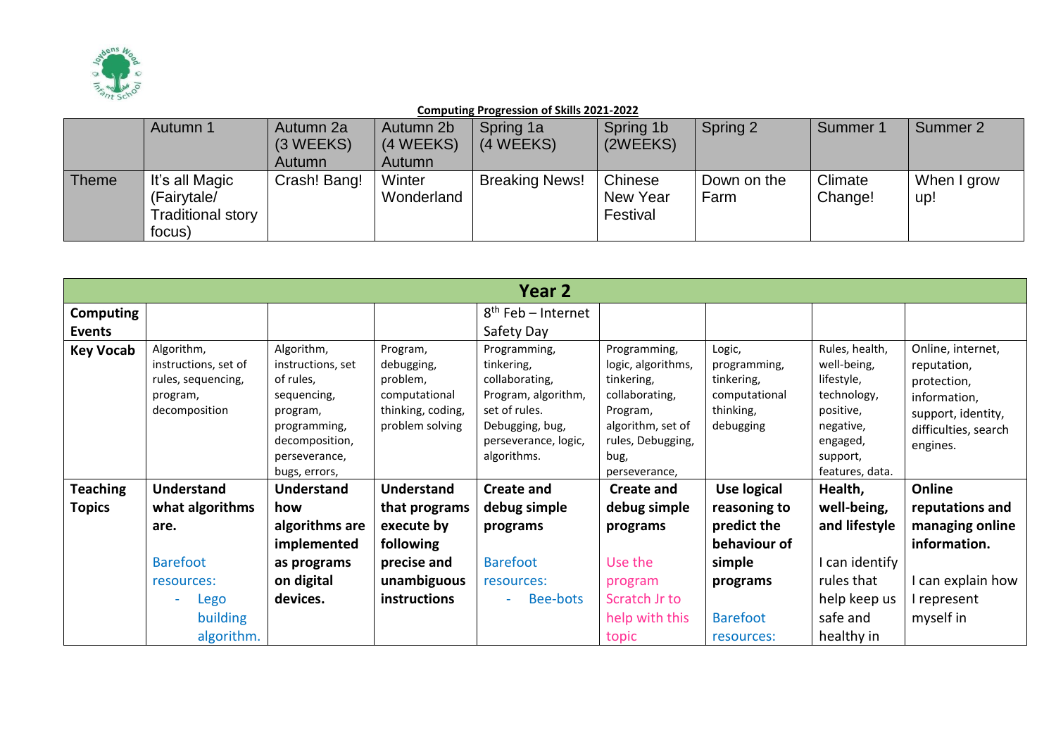**Computing Progression of Skills 2021-2022**

| | Autumn 1 | Autumn 2a (3 WEEKS) Autumn | Autumn 2b (4 WEEKS) Autumn | Spring 1a (4 WEEKS) | Spring 1b (2WEEKS) | Spring 2 | Summer 1 | Summer 2 |
|---|---|---|---|---|---|---|---|---|
| Theme | It's all Magic (Fairytale/ Traditional story focus) | Crash! Bang! | Winter Wonderland | Breaking News! | Chinese New Year Festival | Down on the Farm | Climate Change! | When I grow up! |

| Year 2 | | | | | | | | |
|---|---|---|---|---|---|---|---|---|
| **Computing Events** | | | | 8th Feb – Internet Safety Day | | | | |
| **Key Vocab** | Algorithm, instructions, set of rules, sequencing, program, decomposition | Algorithm, instructions, set of rules, sequencing, program, programming, decomposition, perseverance, bugs, errors, | Program, debugging, problem, computational thinking, coding, problem solving | Programming, tinkering, collaborating, Program, algorithm, set of rules. Debugging, bug, perseverance, logic, algorithms. | Programming, logic, algorithms, tinkering, collaborating, Program, algorithm, set of rules, Debugging, bug, perseverance, | Logic, programming, tinkering, computational thinking, debugging | Rules, health, well-being, lifestyle, technology, positive, negative, engaged, support, features, data. | Online, internet, reputation, protection, information, support, identity, difficulties, search engines. |
| **Teaching Topics** | **Understand what algorithms are.** Barefoot resources: - Lego building algorithm. | **Understand how algorithms are implemented as programs on digital devices.** | **Understand that programs execute by following precise and unambiguous instructions** | **Create and debug simple programs** Barefoot resources: - Bee-bots | **Create and debug simple programs** Use the program Scratch Jr to help with this topic | **Use logical reasoning to predict the behaviour of simple programs** Barefoot resources: | **Health, well-being, and lifestyle** I can identify rules that help keep us safe and healthy in | **Online reputations and managing online information.** I can explain how I represent myself in |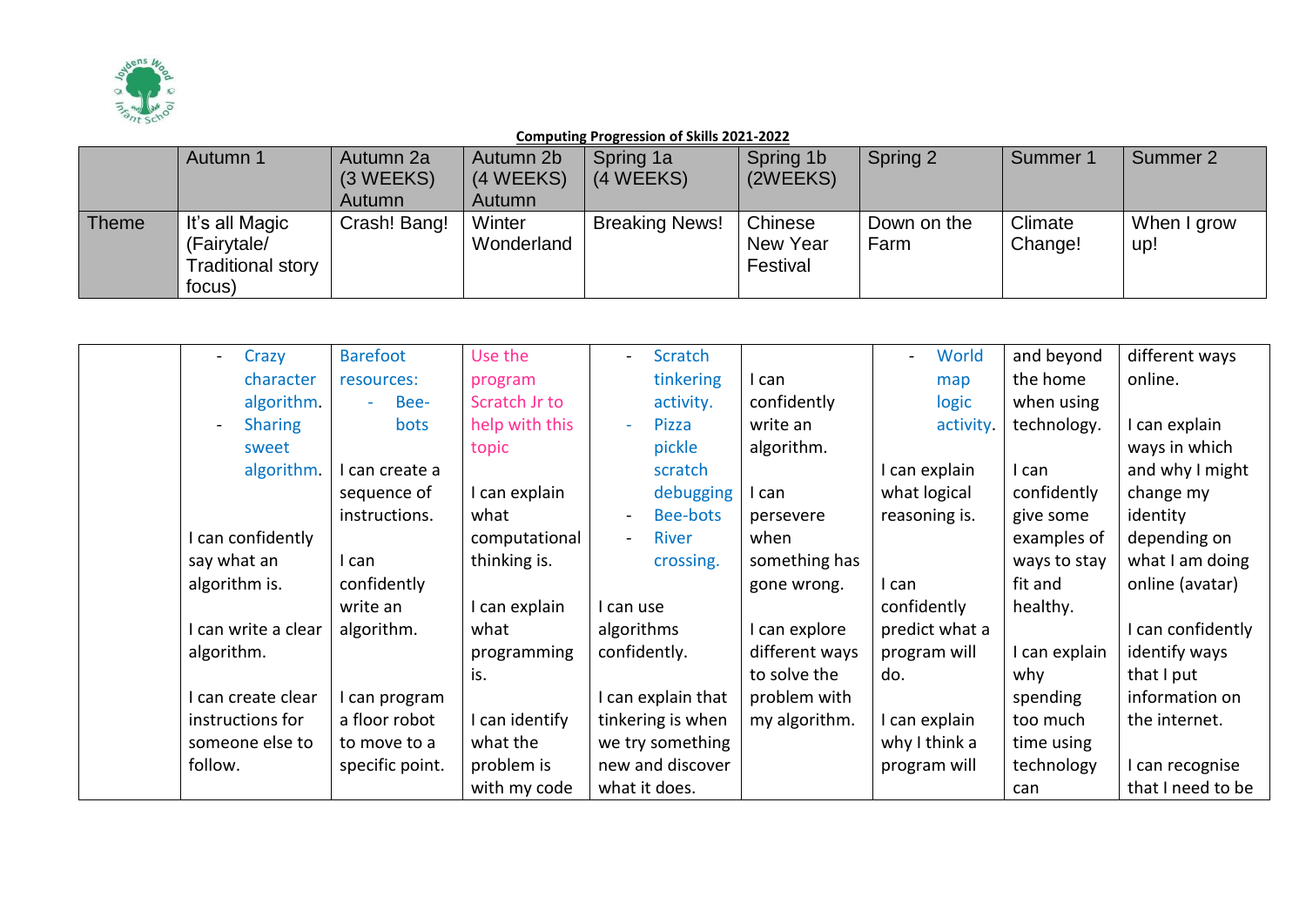**Computing Progression of Skills 2021-2022**

| | Autumn 1 | Autumn 2a (3 WEEKS) Autumn | Autumn 2b (4 WEEKS) Autumn | Spring 1a (4 WEEKS) | Spring 1b (2WEEKS) | Spring 2 | Summer 1 | Summer 2 |
|---|---|---|---|---|---|---|---|---|
| Theme | It's all Magic (Fairytale/ Traditional story focus) | Crash! Bang! | Winter Wonderland | Breaking News! | Chinese New Year Festival | Down on the Farm | Climate Change! | When I grow up! |
| | - Crazy character algorithm.<br>- Sharing sweet algorithm.<br><br>I can confidently say what an algorithm is.<br><br>I can write a clear algorithm.<br><br>I can create clear instructions for someone else to follow. | Barefoot resources:<br>- Bee-bots<br><br>I can create a sequence of instructions.<br><br>I can confidently write an algorithm.<br><br>I can program a floor robot to move to a specific point. | Use the program Scratch Jr to help with this topic<br><br>I can explain what computational thinking is.<br><br>I can explain what programming is.<br><br>I can identify what the problem is with my code | - Scratch tinkering activity.<br>- Pizza pickle scratch debugging<br>- Bee-bots<br>- River crossing.<br><br>I can use algorithms confidently.<br><br>I can explain that tinkering is when we try something new and discover what it does. | I can confidently write an algorithm.<br><br>I can persevere when something has gone wrong.<br><br>I can explore different ways to solve the problem with my algorithm. | - World map logic activity.<br><br>I can explain what logical reasoning is.<br><br>I can confidently predict what a program will do.<br><br>I can explain why I think a program will | and beyond the home when using technology.<br><br>I can confidently give some examples of ways to stay fit and healthy.<br><br>I can explain why spending too much time using technology can | different ways online.<br><br>I can explain ways in which and why I might change my identity depending on what I am doing online (avatar)<br><br>I can confidently identify ways that I put information on the internet.<br><br>I can recognise that I need to be |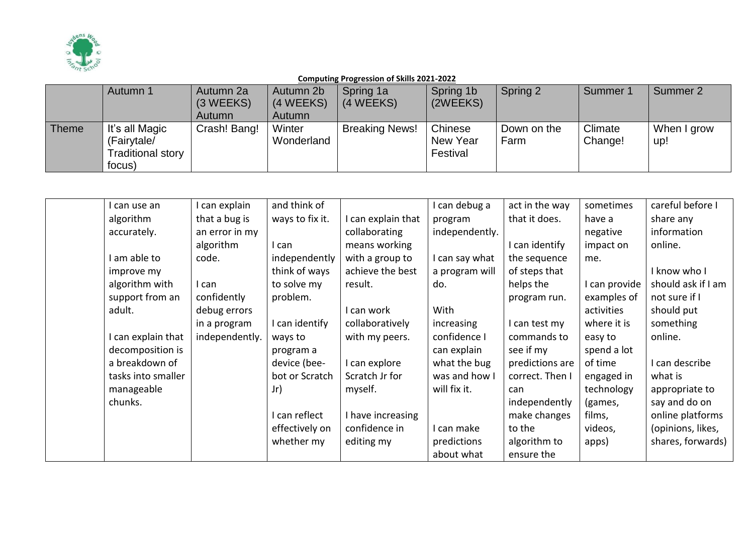**Computing Progression of Skills 2021-2022**

| | Autumn 1 | Autumn 2a (3 WEEKS) Autumn | Autumn 2b (4 WEEKS) Autumn | Spring 1a (4 WEEKS) | Spring 1b (2WEEKS) | Spring 2 | Summer 1 | Summer 2 |
|---|---|---|---|---|---|---|---|---|
| Theme | It's all Magic (Fairytale/ Traditional story focus) | Crash! Bang! | Winter Wonderland | Breaking News! | Chinese New Year Festival | Down on the Farm | Climate Change! | When I grow up! |

| | | | | | | | | |
|---|---|---|---|---|---|---|---|---|
| | I can use an algorithm accurately.<br><br>I am able to improve my algorithm with support from an adult.<br><br>I can explain that decomposition is a breakdown of tasks into smaller manageable chunks. | I can explain that a bug is an error in my algorithm code.<br><br>I can confidently debug errors in a program independently. | and think of ways to fix it.<br><br>I can independently think of ways to solve my problem.<br><br>I can identify ways to program a device (bee-bot or Scratch Jr)<br><br>I can reflect effectively on whether my | I can explain that collaborating means working with a group to achieve the best result.<br><br>I can work collaboratively with my peers.<br><br>I can explore Scratch Jr for myself.<br><br>I have increasing confidence in editing my | I can debug a program independently.<br><br>I can say what a program will do.<br><br>With increasing confidence I can explain what the bug was and how I will fix it.<br><br>I can make predictions about what | act in the way that it does.<br><br>I can identify the sequence of steps that helps the program run.<br><br>I can test my commands to see if my predictions are correct. Then I can independently make changes to the algorithm to ensure the | sometimes have a negative impact on me.<br><br>I can provide examples of activities where it is easy to spend a lot of time engaged in technology (games, films, videos, apps) | careful before I share any information online.<br><br>I know who I should ask if I am not sure if I should put something online.<br><br>I can describe what is appropriate to say and do on online platforms (opinions, likes, shares, forwards) |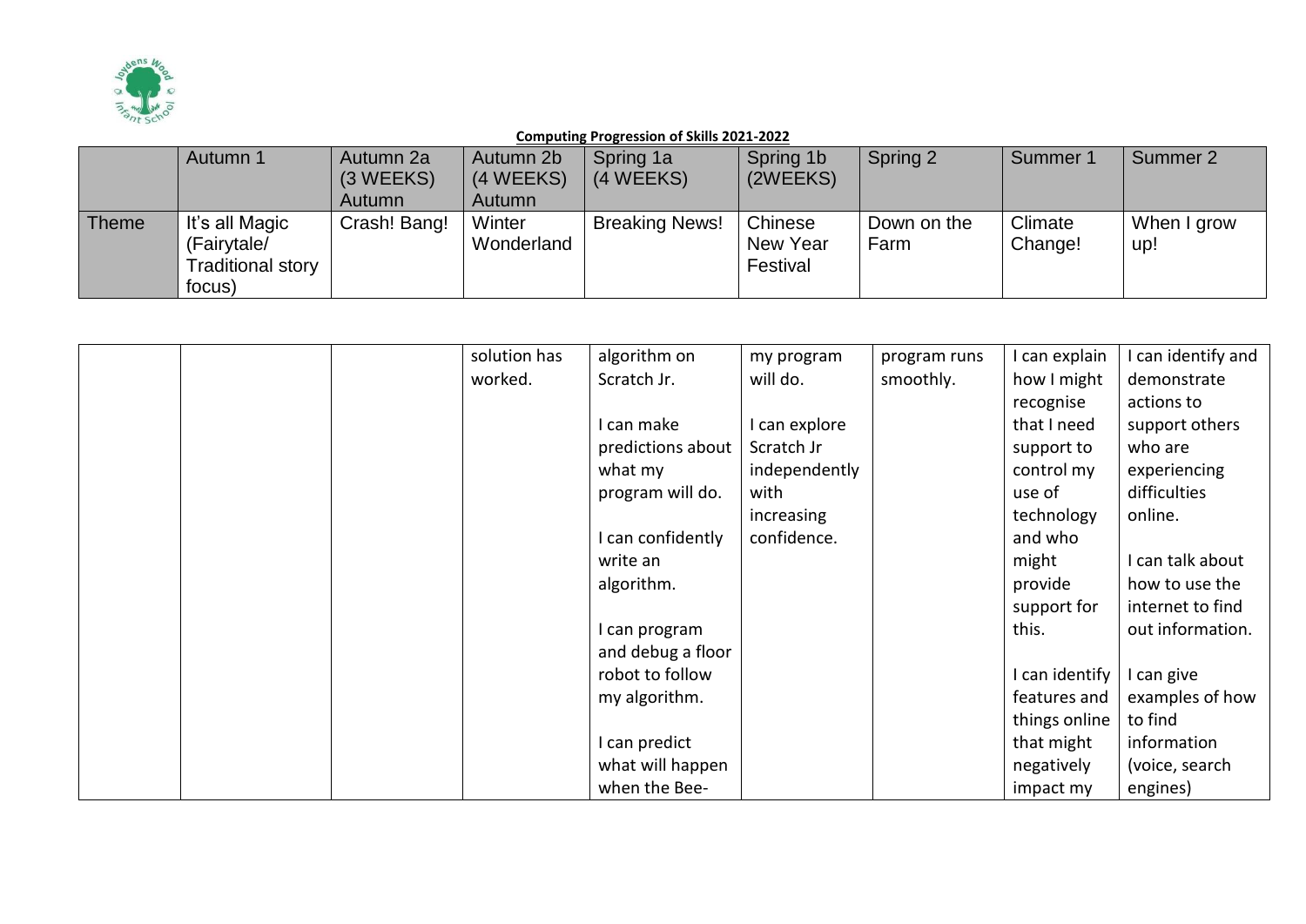**Computing Progression of Skills 2021-2022**

| | Autumn 1 | Autumn 2a (3 WEEKS) Autumn | Autumn 2b (4 WEEKS) Autumn | Spring 1a (4 WEEKS) | Spring 1b (2WEEKS) | Spring 2 | Summer 1 | Summer 2 |
|---|---|---|---|---|---|---|---|---|
| Theme | It's all Magic (Fairytale/ Traditional story focus) | Crash! Bang! | Winter Wonderland | Breaking News! | Chinese New Year Festival | Down on the Farm | Climate Change! | When I grow up! |

| | | | | | | | | |
|---|---|---|---|---|---|---|---|---|
| | | | solution has worked. | algorithm on Scratch Jr.<br><br>I can make predictions about what my program will do.<br><br>I can confidently write an algorithm.<br><br>I can program and debug a floor robot to follow my algorithm.<br><br>I can predict what will happen when the Bee- | my program will do.<br><br>I can explore Scratch Jr independently with increasing confidence. | program runs smoothly. | I can explain how I might recognise that I need support to control my use of technology and who might provide support for this.<br><br>I can identify features and things online that might negatively impact my | I can identify and demonstrate actions to support others who are experiencing difficulties online.<br><br>I can talk about how to use the internet to find out information.<br><br>I can give examples of how to find information (voice, search engines) |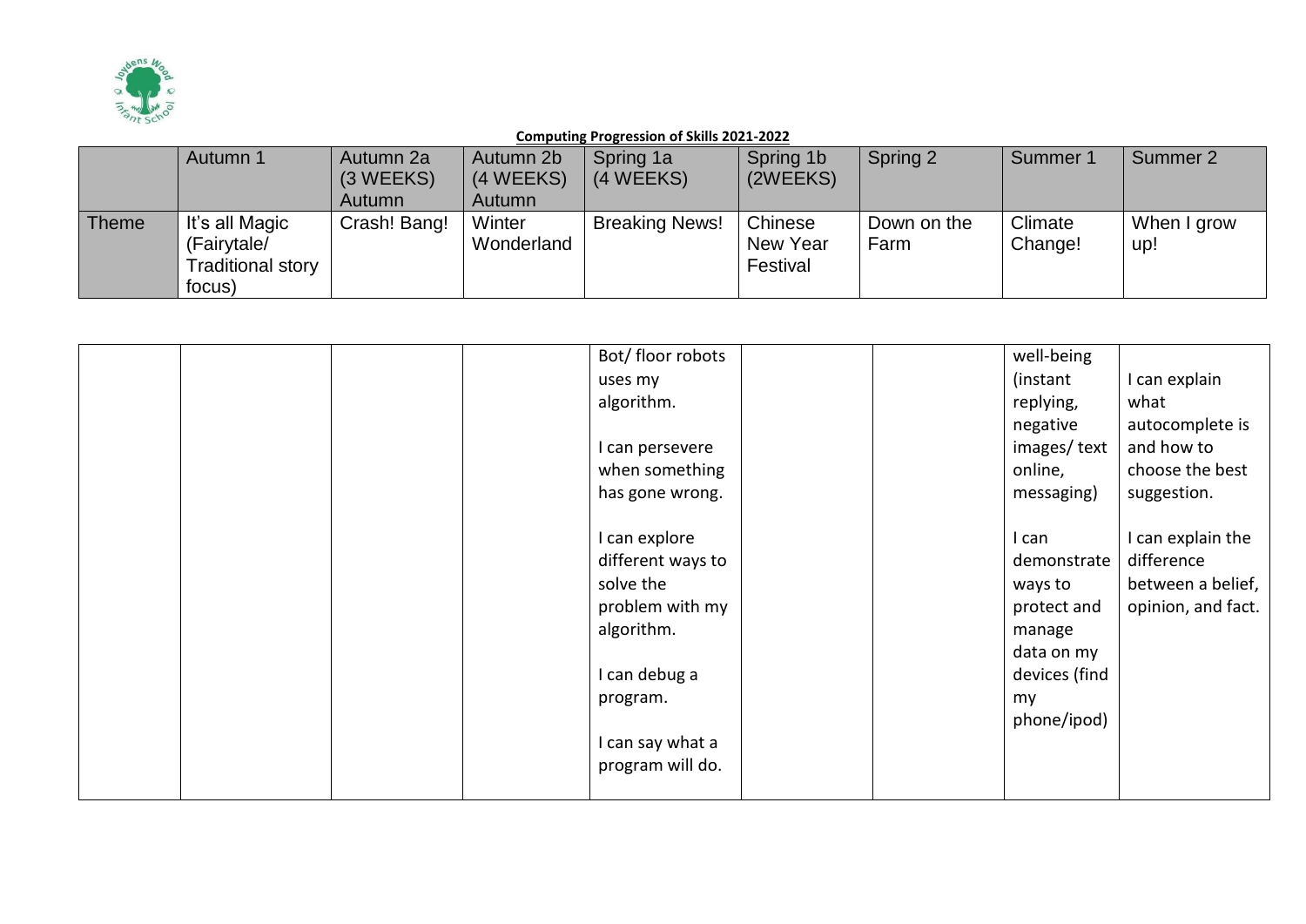**Computing Progression of Skills 2021-2022**

| | Autumn 1 | Autumn 2a (3 WEEKS) Autumn | Autumn 2b (4 WEEKS) Autumn | Spring 1a (4 WEEKS) | Spring 1b (2WEEKS) | Spring 2 | Summer 1 | Summer 2 |
|---|---|---|---|---|---|---|---|---|
| Theme | It's all Magic (Fairytale/ Traditional story focus) | Crash! Bang! | Winter Wonderland | Breaking News! | Chinese New Year Festival | Down on the Farm | Climate Change! | When I grow up! |

| | | | | | | | | |
|---|---|---|---|---|---|---|---|---|
| | | | | Bot/ floor robots uses my algorithm.<br><br>I can persevere when something has gone wrong.<br><br>I can explore different ways to solve the problem with my algorithm.<br><br>I can debug a program.<br><br>I can say what a program will do. | | | well-being (instant replying, negative images/ text online, messaging)<br><br>I can demonstrate ways to protect and manage data on my devices (find my phone/ipod) | I can explain what autocomplete is and how to choose the best suggestion.<br><br>I can explain the difference between a belief, opinion, and fact. |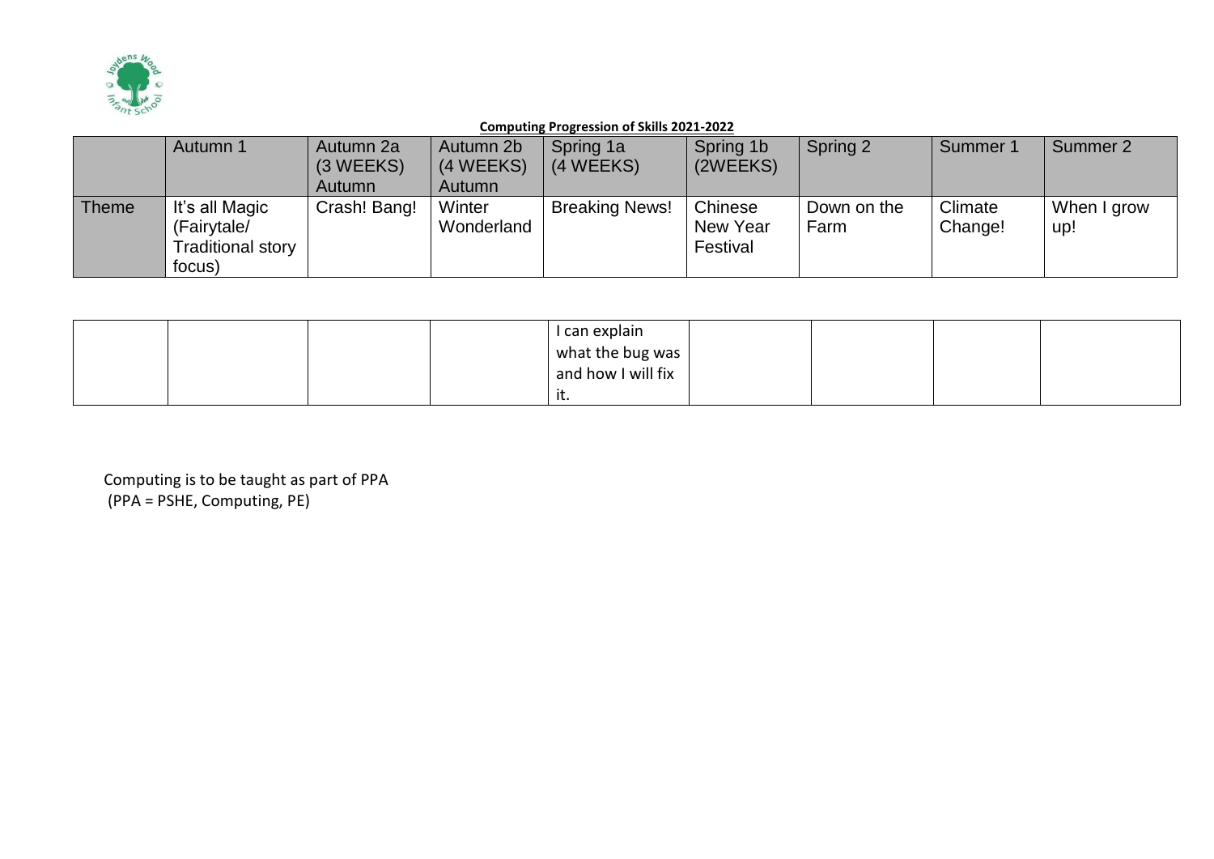**Computing Progression of Skills 2021-2022**

| | Autumn 1 | Autumn 2a (3 WEEKS) Autumn | Autumn 2b (4 WEEKS) Autumn | Spring 1a (4 WEEKS) | Spring 1b (2WEEKS) | Spring 2 | Summer 1 | Summer 2 |
|---|---|---|---|---|---|---|---|---|
| Theme | It's all Magic (Fairytale/ Traditional story focus) | Crash! Bang! | Winter Wonderland | Breaking News! | Chinese New Year Festival | Down on the Farm | Climate Change! | When I grow up! |
| | | | | I can explain what the bug was and how I will fix it. | | | | |

Computing is to be taught as part of PPA
(PPA = PSHE, Computing, PE)